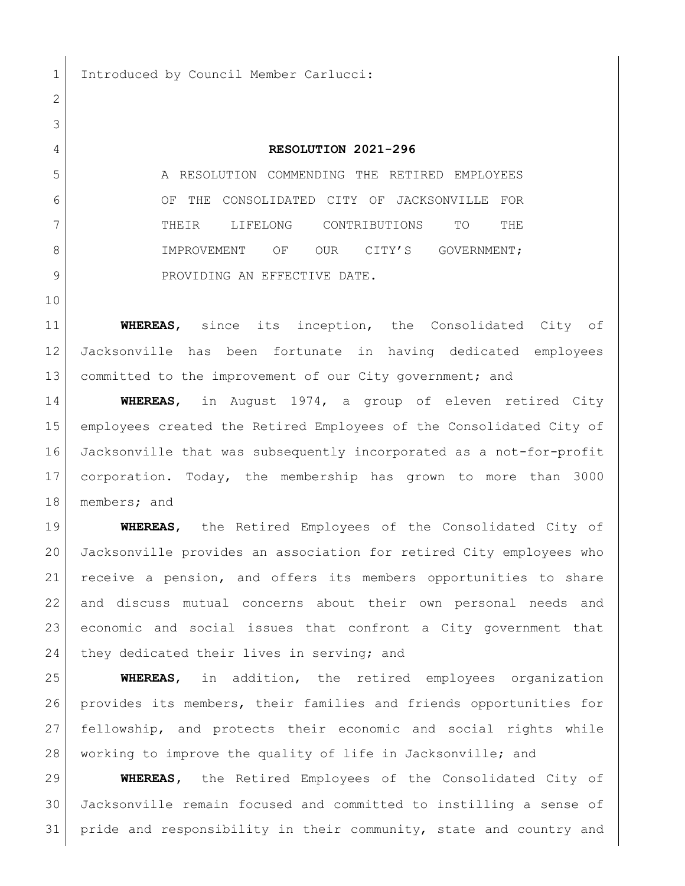Introduced by Council Member Carlucci:

**RESOLUTION 2021-296**

A RESOLUTION COMMENDING THE RETIRED EMPLOYEES OF THE CONSOLIDATED CITY OF JACKSONVILLE FOR THEIR LIFELONG CONTRIBUTIONS TO THE IMPROVEMENT OF OUR CITY'S GOVERNMENT; PROVIDING AN EFFECTIVE DATE.

**WHEREAS**, since its inception, the Consolidated City of Jacksonville has been fortunate in having dedicated employees committed to the improvement of our City government; and

**WHEREAS**, in August 1974, a group of eleven retired City employees created the Retired Employees of the Consolidated City of Jacksonville that was subsequently incorporated as a not-for-profit corporation. Today, the membership has grown to more than 3000 members; and

**WHEREAS**, the Retired Employees of the Consolidated City of Jacksonville provides an association for retired City employees who receive a pension, and offers its members opportunities to share and discuss mutual concerns about their own personal needs and economic and social issues that confront a City government that they dedicated their lives in serving; and

**WHEREAS**, in addition, the retired employees organization provides its members, their families and friends opportunities for fellowship, and protects their economic and social rights while working to improve the quality of life in Jacksonville; and

**WHEREAS**, the Retired Employees of the Consolidated City of Jacksonville remain focused and committed to instilling a sense of pride and responsibility in their community, state and country and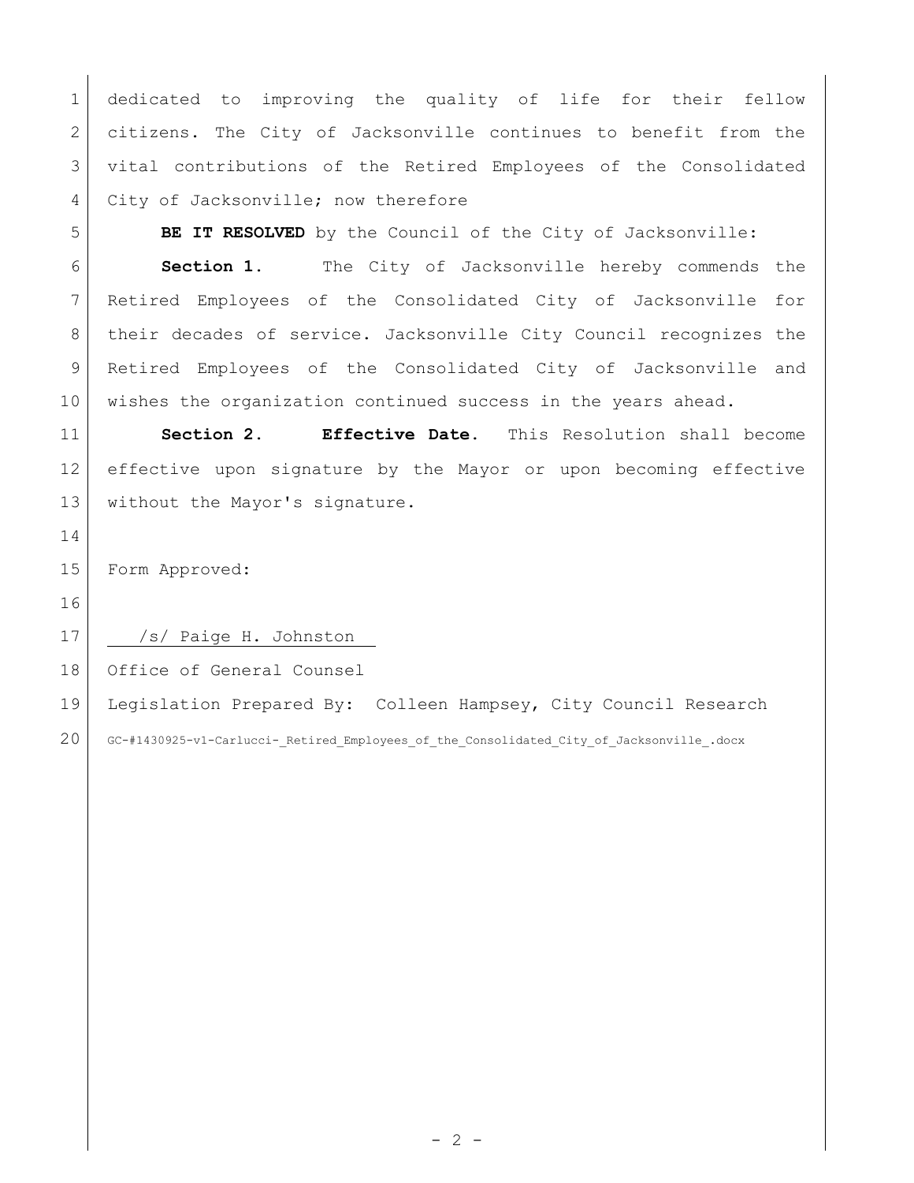dedicated to improving the quality of life for their fellow citizens. The City of Jacksonville continues to benefit from the vital contributions of the Retired Employees of the Consolidated City of Jacksonville; now therefore

**BE IT RESOLVED** by the Council of the City of Jacksonville:

**Section 1.** The City of Jacksonville hereby commends the Retired Employees of the Consolidated City of Jacksonville for their decades of service. Jacksonville City Council recognizes the Retired Employees of the Consolidated City of Jacksonville and wishes the organization continued success in the years ahead.

**Section 2. Effective Date.** This Resolution shall become effective upon signature by the Mayor or upon becoming effective without the Mayor's signature.

Form Approved:

/s/ Paige H. Johnston

Office of General Counsel

Legislation Prepared By: Colleen Hampsey, City Council Research

GC-#1430925-v1-Carlucci-_Retired_Employees_of_the_Consolidated_City_of_Jacksonville_.docx